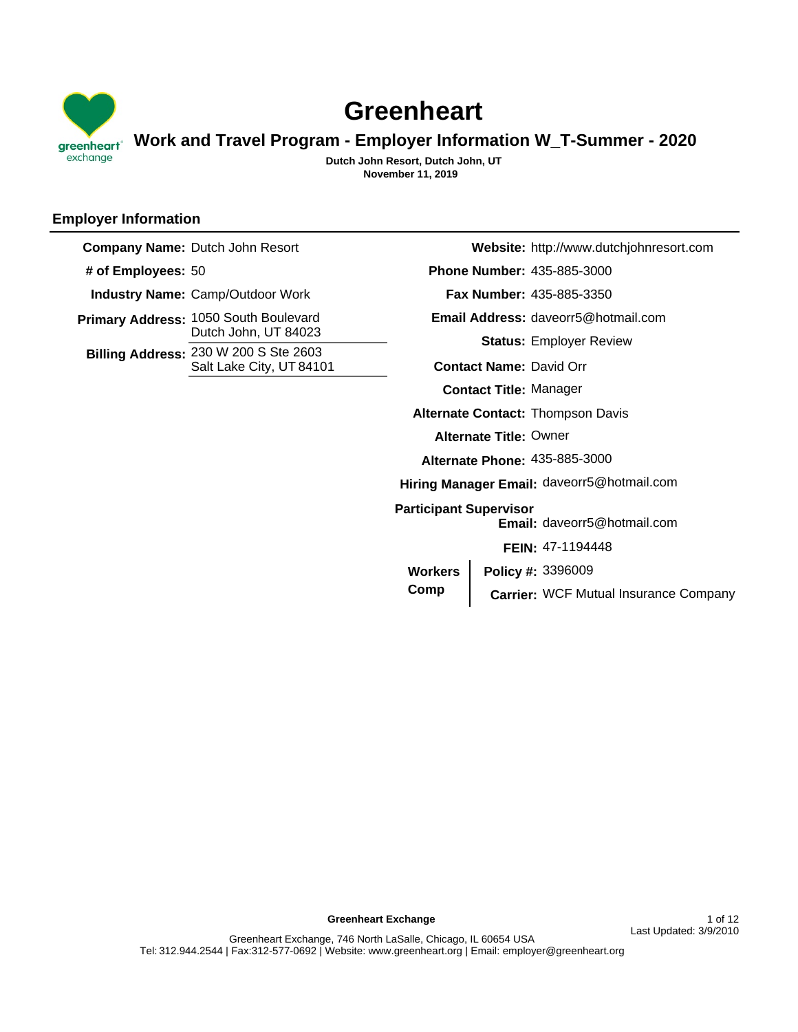# Greenheart

## Work and Travel Program - Employer Information W_T-Summer - 2020

**Dutch John Resort, Dutch John, UT**
**November 11, 2019**

### Employer Information

**Company Name:** Dutch John Resort

**# of Employees:** 50

**Industry Name:** Camp/Outdoor Work

**Primary Address:** 1050 South Boulevard
Dutch John, UT 84023

**Billing Address:** 230 W 200 S Ste 2603
Salt Lake City, UT 84101

**Website:** http://www.dutchjohnresort.com

**Phone Number:** 435-885-3000

**Fax Number:** 435-885-3350

**Email Address:** daveorr5@hotmail.com

**Status:** Employer Review

**Contact Name:** David Orr

**Contact Title:** Manager

**Alternate Contact:** Thompson Davis

**Alternate Title:** Owner

**Alternate Phone:** 435-885-3000

**Hiring Manager Email:** daveorr5@hotmail.com

**Participant Supervisor Email:** daveorr5@hotmail.com

**FEIN:** 47-1194448

**Workers Comp**

**Policy #:** 3396009

**Carrier:** WCF Mutual Insurance Company

**Greenheart Exchange**

Greenheart Exchange, 746 North LaSalle, Chicago, IL 60654 USA
Tel: 312.944.2544 | Fax:312-577-0692 | Website: www.greenheart.org | Email: employer@greenheart.org

Last Updated: 3/9/2010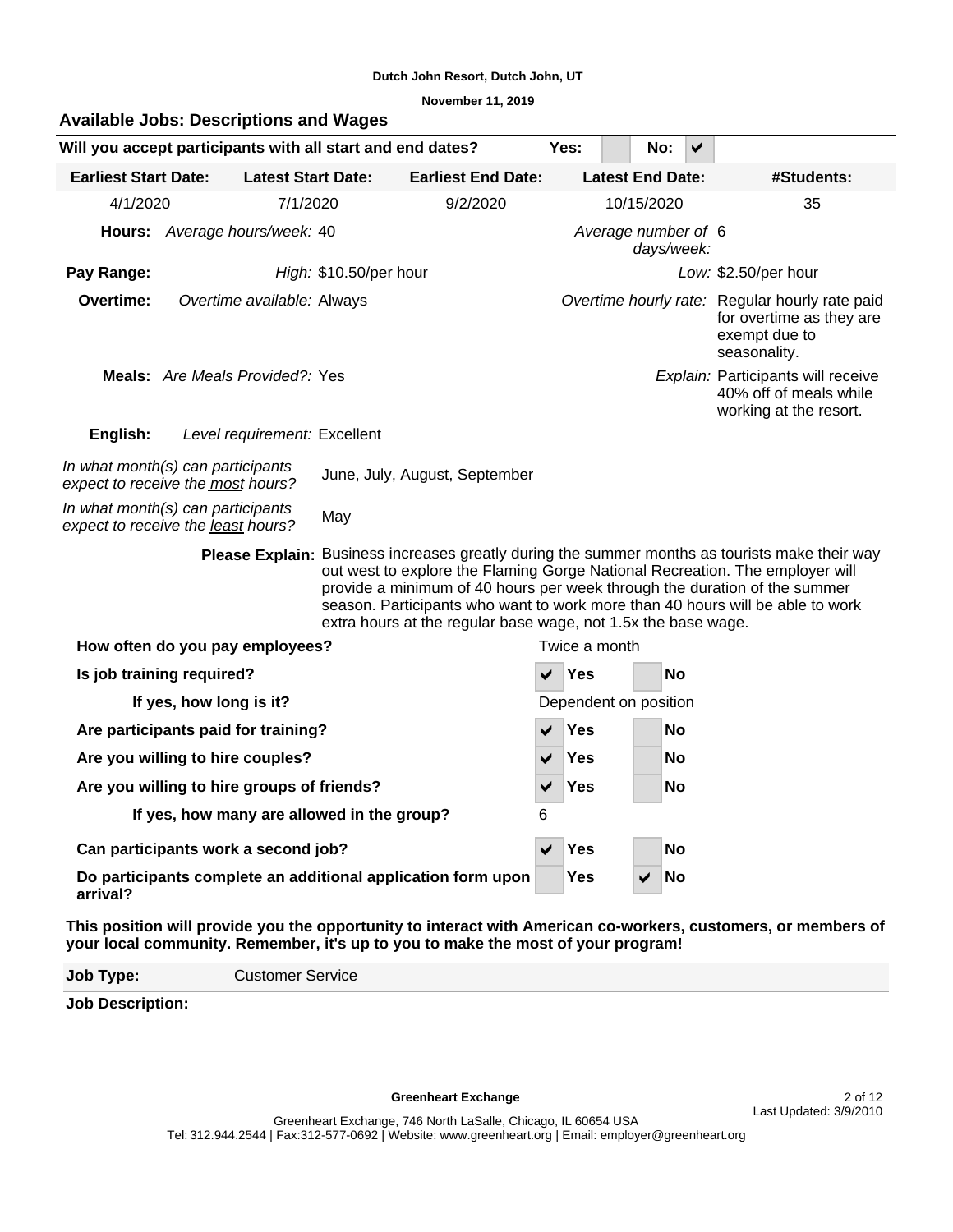Dutch John Resort, Dutch John, UT

November 11, 2019

## Available Jobs: Descriptions and Wages

**Will you accept participants with all start and end dates?** Yes: [ ] No: [✔]

| Earliest Start Date: | Latest Start Date: | Earliest End Date: | Latest End Date: | #Students: |
|---|---|---|---|---|
| 4/1/2020 | 7/1/2020 | 9/2/2020 | 10/15/2020 | 35 |

**Hours:** *Average hours/week:* 40 — *Average number of days/week:* 6

**Pay Range:** *High:* $10.50/per hour — *Low:* $2.50/per hour

**Overtime:** *Overtime available:* Always — *Overtime hourly rate:* Regular hourly rate paid for overtime as they are exempt due to seasonality.

**Meals:** *Are Meals Provided?:* Yes — *Explain:* Participants will receive 40% off of meals while working at the resort.

**English:** *Level requirement:* Excellent

*In what month(s) can participants expect to receive the most hours?* June, July, August, September

*In what month(s) can participants expect to receive the least hours?* May

**Please Explain:** Business increases greatly during the summer months as tourists make their way out west to explore the Flaming Gorge National Recreation. The employer will provide a minimum of 40 hours per week through the duration of the summer season. Participants who want to work more than 40 hours will be able to work extra hours at the regular base wage, not 1.5x the base wage.

| Question | Answer |
|---|---|
| **How often do you pay employees?** | Twice a month |
| **Is job training required?** | [✔] Yes [ ] No |
| **If yes, how long is it?** | Dependent on position |
| **Are participants paid for training?** | [✔] Yes [ ] No |
| **Are you willing to hire couples?** | [✔] Yes [ ] No |
| **Are you willing to hire groups of friends?** | [✔] Yes [ ] No |
| **If yes, how many are allowed in the group?** | 6 |
| **Can participants work a second job?** | [✔] Yes [ ] No |
| **Do participants complete an additional application form upon arrival?** | [ ] Yes [✔] No |

**This position will provide you the opportunity to interact with American co-workers, customers, or members of your local community. Remember, it's up to you to make the most of your program!**

**Job Type:** Customer Service

**Job Description:**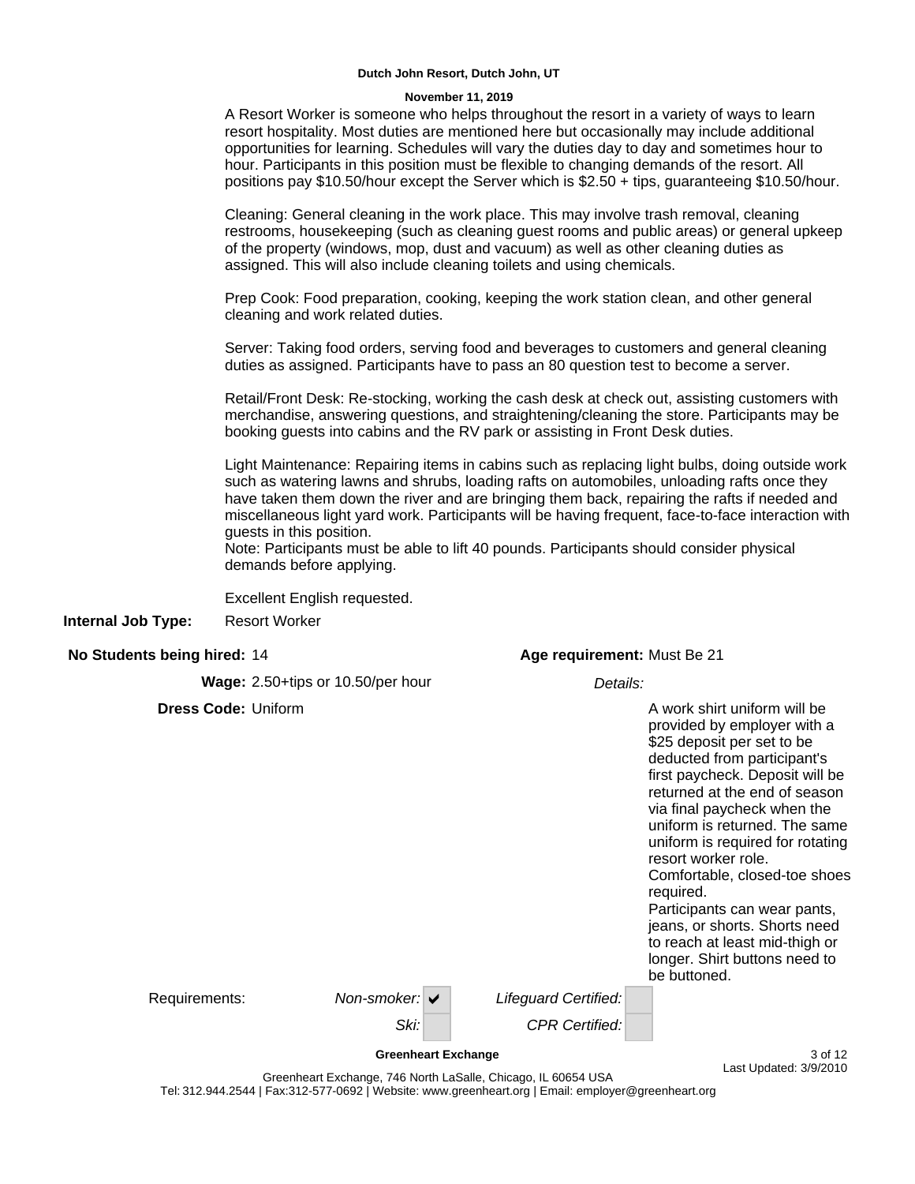**Dutch John Resort, Dutch John, UT**

**November 11, 2019**

A Resort Worker is someone who helps throughout the resort in a variety of ways to learn resort hospitality. Most duties are mentioned here but occasionally may include additional opportunities for learning. Schedules will vary the duties day to day and sometimes hour to hour. Participants in this position must be flexible to changing demands of the resort. All positions pay $10.50/hour except the Server which is $2.50 + tips, guaranteeing $10.50/hour.

Cleaning: General cleaning in the work place. This may involve trash removal, cleaning restrooms, housekeeping (such as cleaning guest rooms and public areas) or general upkeep of the property (windows, mop, dust and vacuum) as well as other cleaning duties as assigned. This will also include cleaning toilets and using chemicals.

Prep Cook: Food preparation, cooking, keeping the work station clean, and other general cleaning and work related duties.

Server: Taking food orders, serving food and beverages to customers and general cleaning duties as assigned. Participants have to pass an 80 question test to become a server.

Retail/Front Desk: Re-stocking, working the cash desk at check out, assisting customers with merchandise, answering questions, and straightening/cleaning the store. Participants may be booking guests into cabins and the RV park or assisting in Front Desk duties.

Light Maintenance: Repairing items in cabins such as replacing light bulbs, doing outside work such as watering lawns and shrubs, loading rafts on automobiles, unloading rafts once they have taken them down the river and are bringing them back, repairing the rafts if needed and miscellaneous light yard work. Participants will be having frequent, face-to-face interaction with guests in this position.
Note: Participants must be able to lift 40 pounds. Participants should consider physical demands before applying.

Excellent English requested.

**Internal Job Type:** Resort Worker

**No Students being hired:** 14

**Age requirement:** Must Be 21

**Wage:** 2.50+tips or 10.50/per hour

**Dress Code:** Uniform

*Details:*

A work shirt uniform will be provided by employer with a $25 deposit per set to be deducted from participant's first paycheck. Deposit will be returned at the end of season via final paycheck when the uniform is returned. The same uniform is required for rotating resort worker role.
Comfortable, closed-toe shoes required.
Participants can wear pants, jeans, or shorts. Shorts need to reach at least mid-thigh or longer. Shirt buttons need to be buttoned.

Requirements:

| | | | |
|---|---|---|---|
| *Non-smoker:* | ✔ | *Lifeguard Certified:* | |
| *Ski:* | | *CPR Certified:* | |

**Greenheart Exchange**

Last Updated: 3/9/2010

Greenheart Exchange, 746 North LaSalle, Chicago, IL 60654 USA
Tel: 312.944.2544 | Fax:312-577-0692 | Website: www.greenheart.org | Email: employer@greenheart.org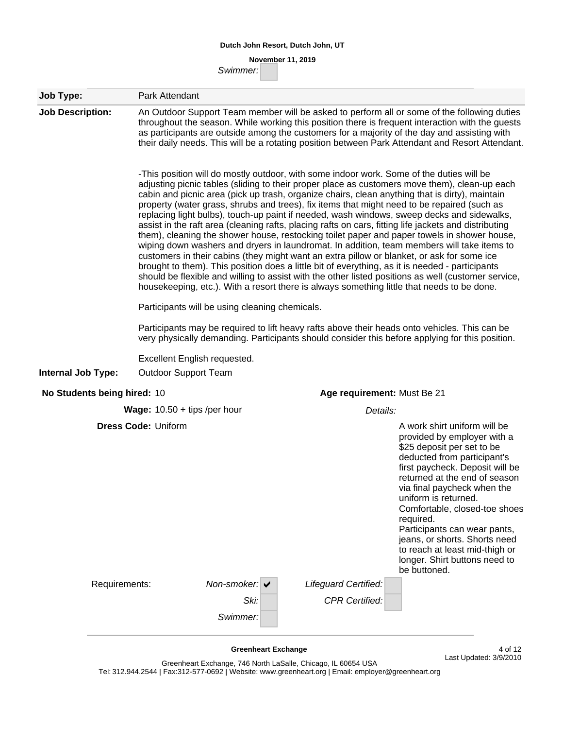Swimmer: ☐

| | |
|---|---|
| **Job Type:** | Park Attendant |

**Job Description:** An Outdoor Support Team member will be asked to perform all or some of the following duties throughout the season. While working this position there is frequent interaction with the guests as participants are outside among the customers for a majority of the day and assisting with their daily needs. This will be a rotating position between Park Attendant and Resort Attendant.

-This position will do mostly outdoor, with some indoor work. Some of the duties will be adjusting picnic tables (sliding to their proper place as customers move them), clean-up each cabin and picnic area (pick up trash, organize chairs, clean anything that is dirty), maintain property (water grass, shrubs and trees), fix items that might need to be repaired (such as replacing light bulbs), touch-up paint if needed, wash windows, sweep decks and sidewalks, assist in the raft area (cleaning rafts, placing rafts on cars, fitting life jackets and distributing them), cleaning the shower house, restocking toilet paper and paper towels in shower house, wiping down washers and dryers in laundromat. In addition, team members will take items to customers in their cabins (they might want an extra pillow or blanket, or ask for some ice brought to them). This position does a little bit of everything, as it is needed - participants should be flexible and willing to assist with the other listed positions as well (customer service, housekeeping, etc.). With a resort there is always something little that needs to be done.

Participants will be using cleaning chemicals.

Participants may be required to lift heavy rafts above their heads onto vehicles. This can be very physically demanding. Participants should consider this before applying for this position.

Excellent English requested.

**Internal Job Type:** Outdoor Support Team

**No Students being hired:** 10

**Age requirement:** Must Be 21

**Wage:** 10.50 + tips /per hour

**Dress Code:** Uniform

*Details:* A work shirt uniform will be provided by employer with a $25 deposit per set to be deducted from participant's first paycheck. Deposit will be returned at the end of season via final paycheck when the uniform is returned. Comfortable, closed-toe shoes required. Participants can wear pants, jeans, or shorts. Shorts need to reach at least mid-thigh or longer. Shirt buttons need to be buttoned.

Requirements:

| | | | |
|---|---|---|---|
| *Non-smoker:* | ✔ | *Lifeguard Certified:* | ☐ |
| *Ski:* | ☐ | *CPR Certified:* | ☐ |
| *Swimmer:* | ☐ | | |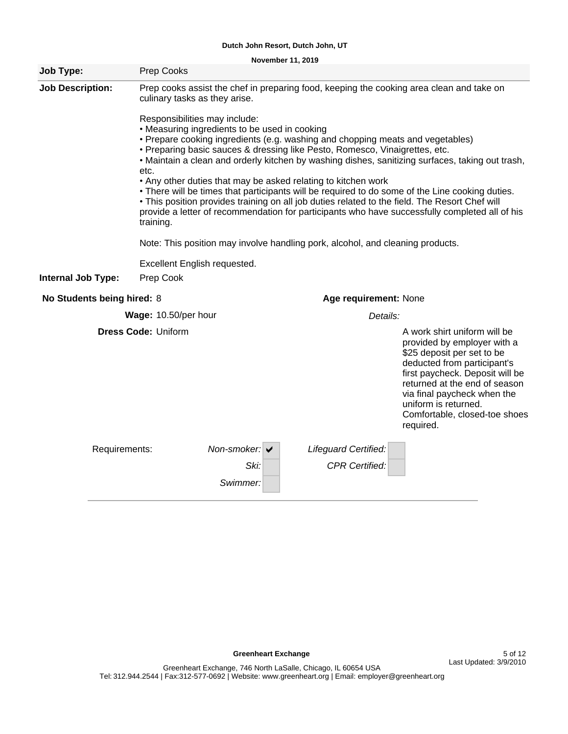**Dutch John Resort, Dutch John, UT**

**November 11, 2019**

**Job Type:** Prep Cooks

**Job Description:** Prep cooks assist the chef in preparing food, keeping the cooking area clean and take on culinary tasks as they arise.

Responsibilities may include:
- Measuring ingredients to be used in cooking
- Prepare cooking ingredients (e.g. washing and chopping meats and vegetables)
- Preparing basic sauces & dressing like Pesto, Romesco, Vinaigrettes, etc.
- Maintain a clean and orderly kitchen by washing dishes, sanitizing surfaces, taking out trash, etc.
- Any other duties that may be asked relating to kitchen work
- There will be times that participants will be required to do some of the Line cooking duties.
- This position provides training on all job duties related to the field. The Resort Chef will provide a letter of recommendation for participants who have successfully completed all of his training.

Note: This position may involve handling pork, alcohol, and cleaning products.

Excellent English requested.

**Internal Job Type:** Prep Cook

**No Students being hired:** 8

**Age requirement:** None

**Wage:** 10.50/per hour

**Dress Code:** Uniform

*Details:* A work shirt uniform will be provided by employer with a $25 deposit per set to be deducted from participant's first paycheck. Deposit will be returned at the end of season via final paycheck when the uniform is returned. Comfortable, closed-toe shoes required.

Requirements:

| Requirement | | Requirement | |
|---|---|---|---|
| *Non-smoker:* | ✔ | *Lifeguard Certified:* | |
| *Ski:* | | *CPR Certified:* | |
| *Swimmer:* | | | |

**Greenheart Exchange**

Greenheart Exchange, 746 North LaSalle, Chicago, IL 60654 USA
Tel: 312.944.2544 | Fax:312-577-0692 | Website: www.greenheart.org | Email: employer@greenheart.org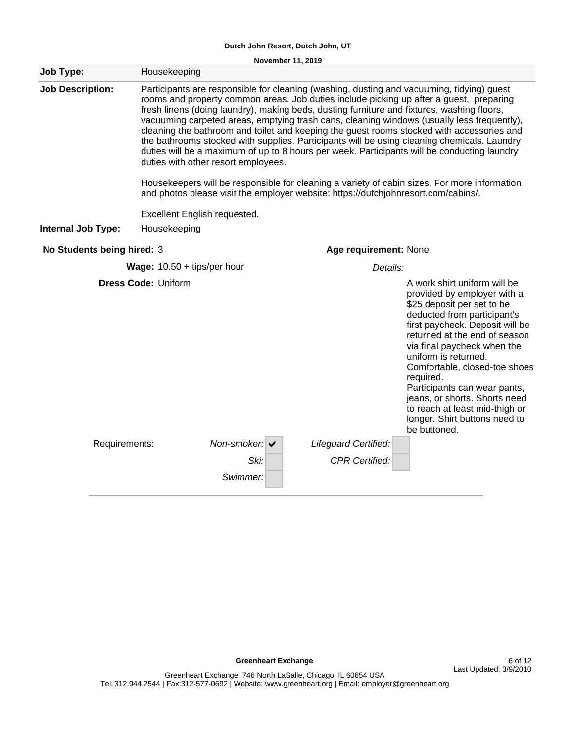**Dutch John Resort, Dutch John, UT**

**November 11, 2019**

**Job Type:** Housekeeping

**Job Description:** Participants are responsible for cleaning (washing, dusting and vacuuming, tidying) guest rooms and property common areas. Job duties include picking up after a guest, preparing fresh linens (doing laundry), making beds, dusting furniture and fixtures, washing floors, vacuuming carpeted areas, emptying trash cans, cleaning windows (usually less frequently), cleaning the bathroom and toilet and keeping the guest rooms stocked with accessories and the bathrooms stocked with supplies. Participants will be using cleaning chemicals. Laundry duties will be a maximum of up to 8 hours per week. Participants will be conducting laundry duties with other resort employees.

Housekeepers will be responsible for cleaning a variety of cabin sizes. For more information and photos please visit the employer website: https://dutchjohnresort.com/cabins/.

Excellent English requested.

**Internal Job Type:** Housekeeping

**No Students being hired:** 3

**Age requirement:** None

**Wage:** 10.50 + tips/per hour

**Dress Code:** Uniform

*Details:*

A work shirt uniform will be provided by employer with a $25 deposit per set to be deducted from participant's first paycheck. Deposit will be returned at the end of season via final paycheck when the uniform is returned.
Comfortable, closed-toe shoes required.
Participants can wear pants, jeans, or shorts. Shorts need to reach at least mid-thigh or longer. Shirt buttons need to be buttoned.

Requirements:

| Requirement | | Requirement | |
|---|---|---|---|
| *Non-smoker:* | ✔ | *Lifeguard Certified:* | |
| *Ski:* | | *CPR Certified:* | |
| *Swimmer:* | | | |

**Greenheart Exchange**

Greenheart Exchange, 746 North LaSalle, Chicago, IL 60654 USA
Tel: 312.944.2544 | Fax:312-577-0692 | Website: www.greenheart.org | Email: employer@greenheart.org

Last Updated: 3/9/2010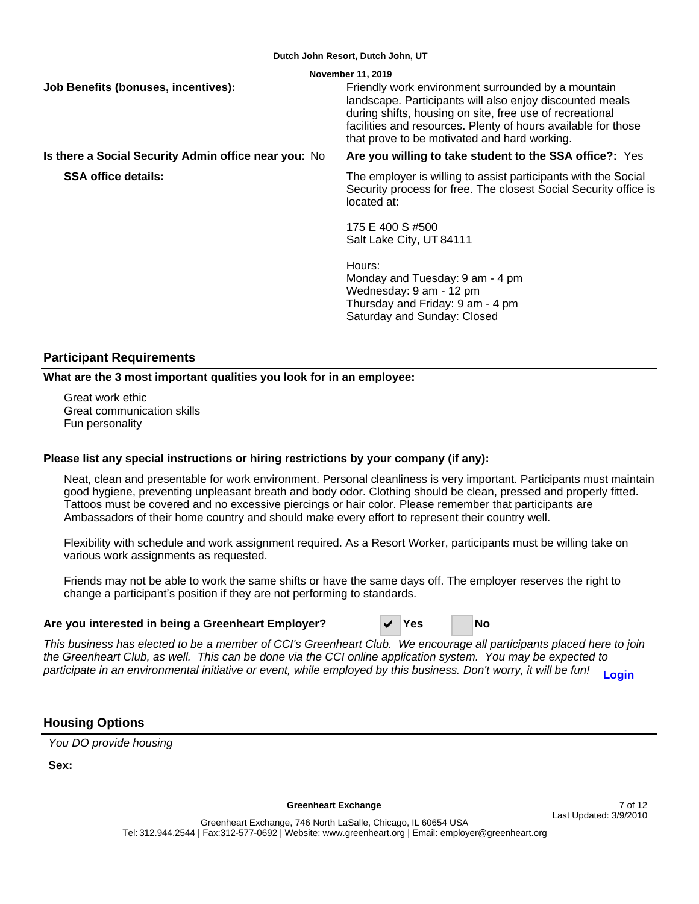**Job Benefits (bonuses, incentives):**

Friendly work environment surrounded by a mountain landscape. Participants will also enjoy discounted meals during shifts, housing on site, free use of recreational facilities and resources. Plenty of hours available for those that prove to be motivated and hard working.

**Is there a Social Security Admin office near you:** No

**Are you willing to take student to the SSA office?:** Yes

**SSA office details:**

The employer is willing to assist participants with the Social Security process for free. The closest Social Security office is located at:

175 E 400 S #500
Salt Lake City, UT 84111

Hours:
Monday and Tuesday: 9 am - 4 pm
Wednesday: 9 am - 12 pm
Thursday and Friday: 9 am - 4 pm
Saturday and Sunday: Closed

## Participant Requirements

**What are the 3 most important qualities you look for in an employee:**

Great work ethic
Great communication skills
Fun personality

**Please list any special instructions or hiring restrictions by your company (if any):**

Neat, clean and presentable for work environment. Personal cleanliness is very important. Participants must maintain good hygiene, preventing unpleasant breath and body odor. Clothing should be clean, pressed and properly fitted. Tattoos must be covered and no excessive piercings or hair color. Please remember that participants are Ambassadors of their home country and should make every effort to represent their country well.

Flexibility with schedule and work assignment required. As a Resort Worker, participants must be willing take on various work assignments as requested.

Friends may not be able to work the same shifts or have the same days off. The employer reserves the right to change a participant's position if they are not performing to standards.

**Are you interested in being a Greenheart Employer?** ✔ **Yes** ☐ **No**

*This business has elected to be a member of CCI's Greenheart Club. We encourage all participants placed here to join the Greenheart Club, as well. This can be done via the CCI online application system. You may be expected to participate in an environmental initiative or event, while employed by this business. Don't worry, it will be fun!* **Login**

## Housing Options

*You DO provide housing*

**Sex:**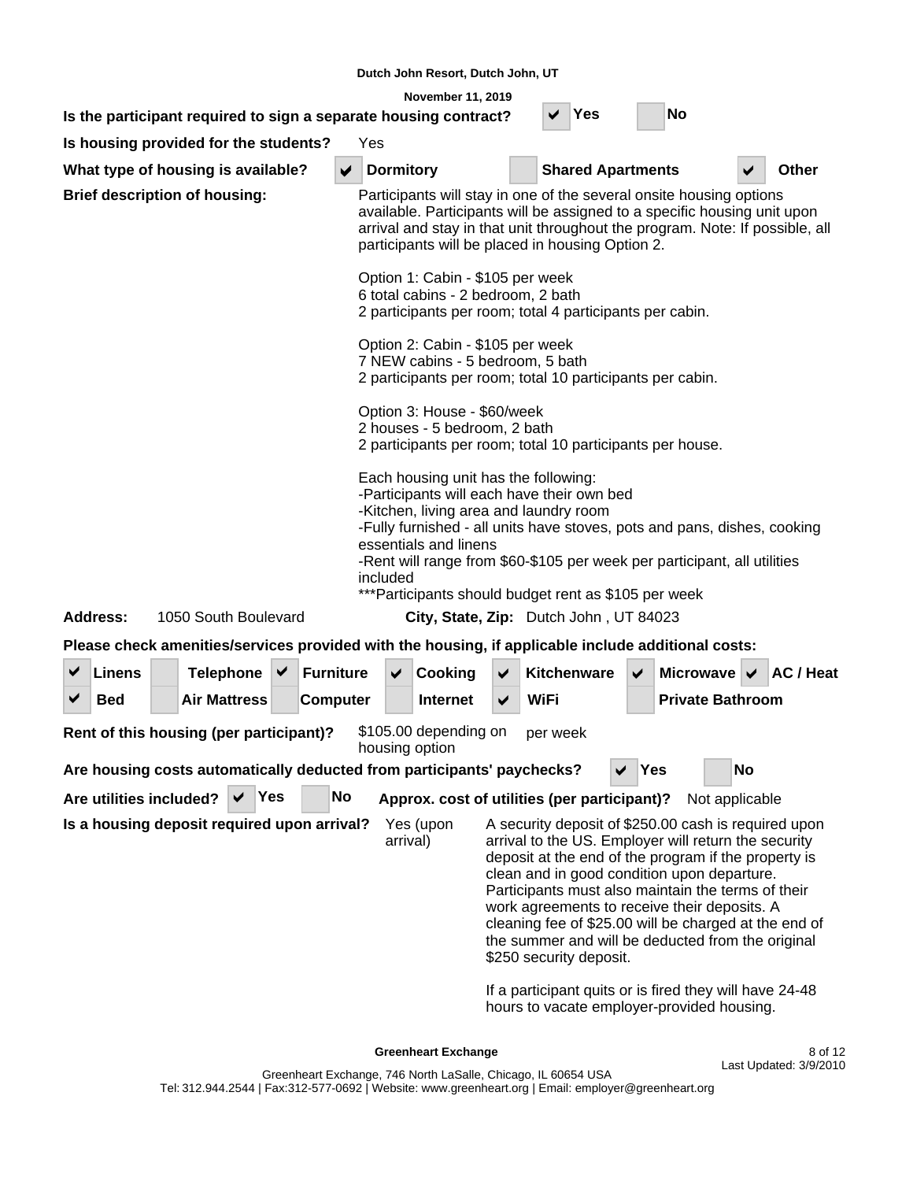**Dutch John Resort, Dutch John, UT**

**November 11, 2019**

**Is the participant required to sign a separate housing contract?** ☑ Yes ☐ No

**Is housing provided for the students?** Yes

**What type of housing is available?** ☑ Dormitory ☐ Shared Apartments ☑ Other

**Brief description of housing:**

Participants will stay in one of the several onsite housing options available. Participants will be assigned to a specific housing unit upon arrival and stay in that unit throughout the program. Note: If possible, all participants will be placed in housing Option 2.

Option 1: Cabin - $105 per week
6 total cabins - 2 bedroom, 2 bath
2 participants per room; total 4 participants per cabin.

Option 2: Cabin - $105 per week
7 NEW cabins - 5 bedroom, 5 bath
2 participants per room; total 10 participants per cabin.

Option 3: House - $60/week
2 houses - 5 bedroom, 2 bath
2 participants per room; total 10 participants per house.

Each housing unit has the following:
-Participants will each have their own bed
-Kitchen, living area and laundry room
-Fully furnished - all units have stoves, pots and pans, dishes, cooking essentials and linens
-Rent will range from $60-$105 per week per participant, all utilities included
***Participants should budget rent as $105 per week

**Address:** 1050 South Boulevard **City, State, Zip:** Dutch John , UT 84023

**Please check amenities/services provided with the housing, if applicable include additional costs:**

| | | | | | | |
|---|---|---|---|---|---|---|
| ☑ Linens | ☐ Telephone | ☑ Furniture | ☑ Cooking | ☑ Kitchenware | ☑ Microwave | ☑ AC / Heat |
| ☑ Bed | ☐ Air Mattress | ☐ Computer | ☐ Internet | ☑ WiFi | ☐ Private Bathroom | |

**Rent of this housing (per participant)?** $105.00 depending on housing option per week

**Are housing costs automatically deducted from participants' paychecks?** ☑ Yes ☐ No

**Are utilities included?** ☑ Yes ☐ No **Approx. cost of utilities (per participant)?** Not applicable

**Is a housing deposit required upon arrival?** Yes (upon arrival)

A security deposit of $250.00 cash is required upon arrival to the US. Employer will return the security deposit at the end of the program if the property is clean and in good condition upon departure. Participants must also maintain the terms of their work agreements to receive their deposits. A cleaning fee of $25.00 will be charged at the end of the summer and will be deducted from the original $250 security deposit.

If a participant quits or is fired they will have 24-48 hours to vacate employer-provided housing.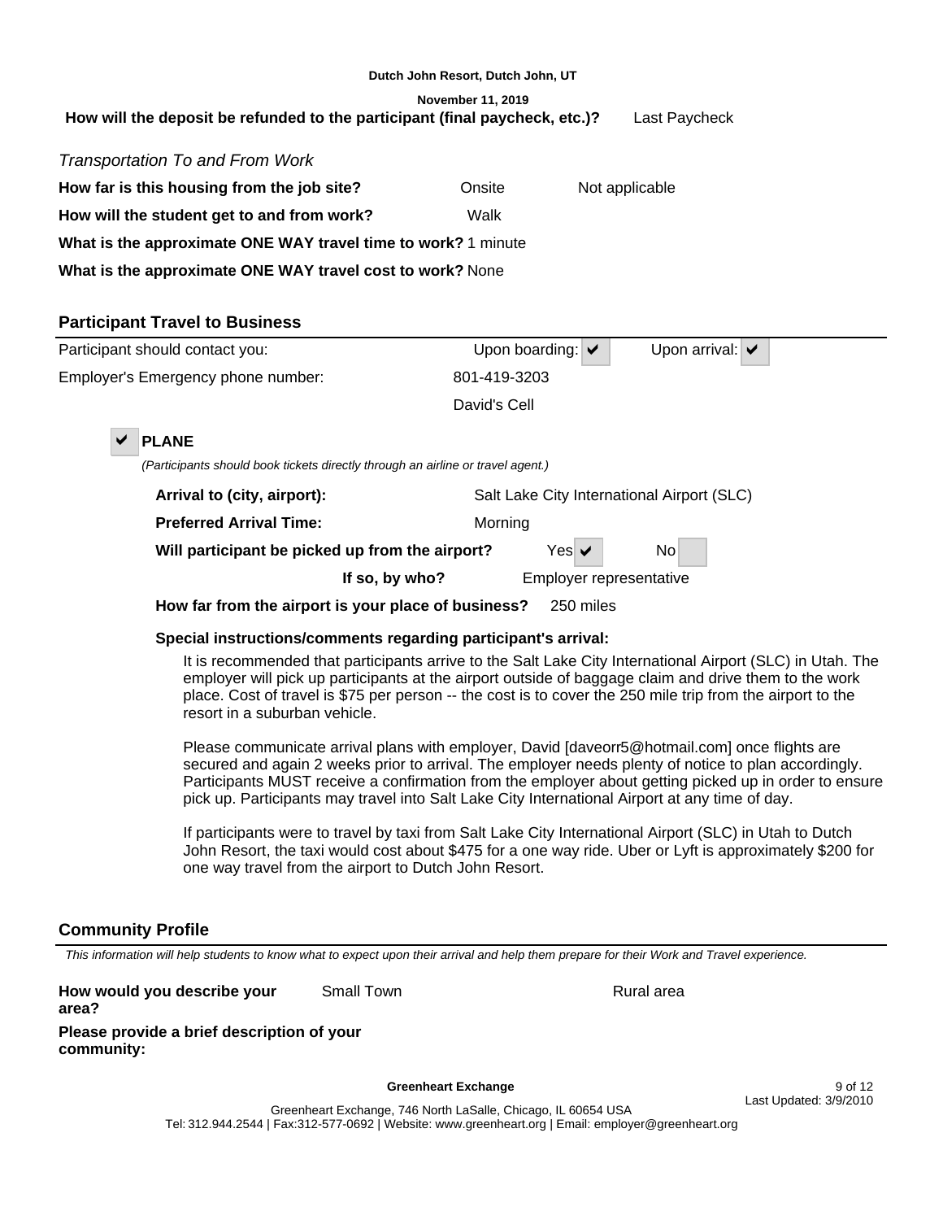How will the deposit be refunded to the participant (final paycheck, etc.)? Last Paycheck

*Transportation To and From Work*

**How far is this housing from the job site?** Onsite Not applicable

**How will the student get to and from work?** Walk

**What is the approximate ONE WAY travel time to work?** 1 minute

**What is the approximate ONE WAY travel cost to work?** None

## Participant Travel to Business

Participant should contact you: Upon boarding: ✔ Upon arrival: ✔

Employer's Emergency phone number: 801-419-3203

David's Cell

✔ **PLANE**

*(Participants should book tickets directly through an airline or travel agent.)*

**Arrival to (city, airport):** Salt Lake City International Airport (SLC)

**Preferred Arrival Time:** Morning

**Will participant be picked up from the airport?** Yes ✔ No

**If so, by who?** Employer representative

**How far from the airport is your place of business?** 250 miles

**Special instructions/comments regarding participant's arrival:**

It is recommended that participants arrive to the Salt Lake City International Airport (SLC) in Utah. The employer will pick up participants at the airport outside of baggage claim and drive them to the work place. Cost of travel is $75 per person -- the cost is to cover the 250 mile trip from the airport to the resort in a suburban vehicle.

Please communicate arrival plans with employer, David [daveorr5@hotmail.com] once flights are secured and again 2 weeks prior to arrival. The employer needs plenty of notice to plan accordingly. Participants MUST receive a confirmation from the employer about getting picked up in order to ensure pick up. Participants may travel into Salt Lake City International Airport at any time of day.

If participants were to travel by taxi from Salt Lake City International Airport (SLC) in Utah to Dutch John Resort, the taxi would cost about $475 for a one way ride. Uber or Lyft is approximately $200 for one way travel from the airport to Dutch John Resort.

## Community Profile

*This information will help students to know what to expect upon their arrival and help them prepare for their Work and Travel experience.*

**How would you describe your area?** Small Town Rural area

**Please provide a brief description of your community:**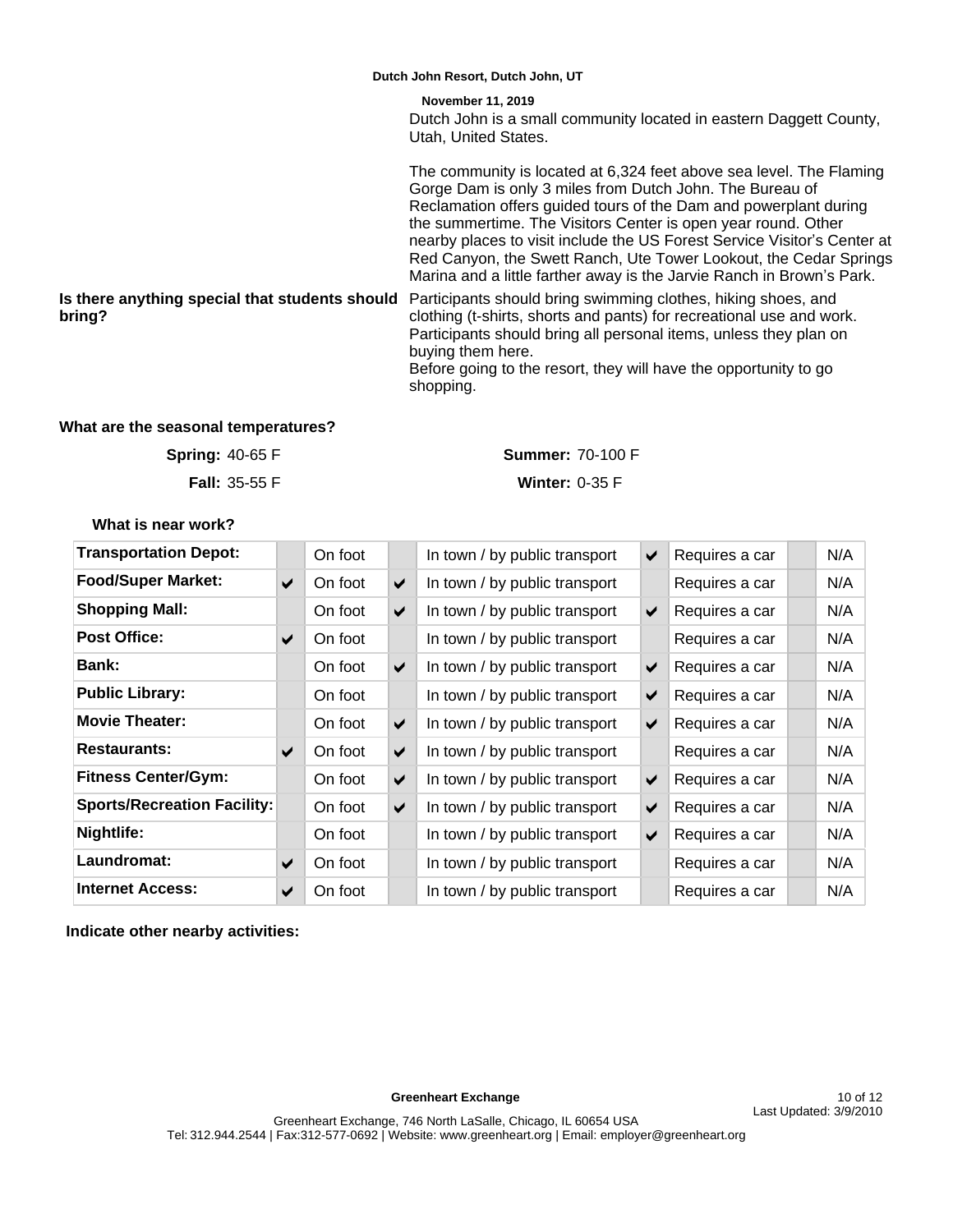**Dutch John Resort, Dutch John, UT**

**November 11, 2019**

Dutch John is a small community located in eastern Daggett County, Utah, United States.

The community is located at 6,324 feet above sea level. The Flaming Gorge Dam is only 3 miles from Dutch John. The Bureau of Reclamation offers guided tours of the Dam and powerplant during the summertime. The Visitors Center is open year round. Other nearby places to visit include the US Forest Service Visitor's Center at Red Canyon, the Swett Ranch, Ute Tower Lookout, the Cedar Springs Marina and a little farther away is the Jarvie Ranch in Brown's Park.

**Is there anything special that students should bring?**

Participants should bring swimming clothes, hiking shoes, and clothing (t-shirts, shorts and pants) for recreational use and work. Participants should bring all personal items, unless they plan on buying them here.
Before going to the resort, they will have the opportunity to go shopping.

**What are the seasonal temperatures?**

**Spring:** 40-65 F
**Summer:** 70-100 F
**Fall:** 35-55 F
**Winter:** 0-35 F

**What is near work?**

| | | On foot | | In town / by public transport | | Requires a car | | N/A |
|---|---|---|---|---|---|---|---|---|
| **Transportation Depot:** | | On foot | | In town / by public transport | ✔ | Requires a car | | N/A |
| **Food/Super Market:** | ✔ | On foot | ✔ | In town / by public transport | | Requires a car | | N/A |
| **Shopping Mall:** | | On foot | ✔ | In town / by public transport | ✔ | Requires a car | | N/A |
| **Post Office:** | ✔ | On foot | | In town / by public transport | | Requires a car | | N/A |
| **Bank:** | | On foot | ✔ | In town / by public transport | ✔ | Requires a car | | N/A |
| **Public Library:** | | On foot | | In town / by public transport | ✔ | Requires a car | | N/A |
| **Movie Theater:** | | On foot | ✔ | In town / by public transport | ✔ | Requires a car | | N/A |
| **Restaurants:** | ✔ | On foot | ✔ | In town / by public transport | | Requires a car | | N/A |
| **Fitness Center/Gym:** | | On foot | ✔ | In town / by public transport | ✔ | Requires a car | | N/A |
| **Sports/Recreation Facility:** | | On foot | ✔ | In town / by public transport | ✔ | Requires a car | | N/A |
| **Nightlife:** | | On foot | | In town / by public transport | ✔ | Requires a car | | N/A |
| **Laundromat:** | ✔ | On foot | | In town / by public transport | | Requires a car | | N/A |
| **Internet Access:** | ✔ | On foot | | In town / by public transport | | Requires a car | | N/A |

**Indicate other nearby activities:**

**Greenheart Exchange**

Last Updated: 3/9/2010

Greenheart Exchange, 746 North LaSalle, Chicago, IL 60654 USA
Tel: 312.944.2544 | Fax:312-577-0692 | Website: www.greenheart.org | Email: employer@greenheart.org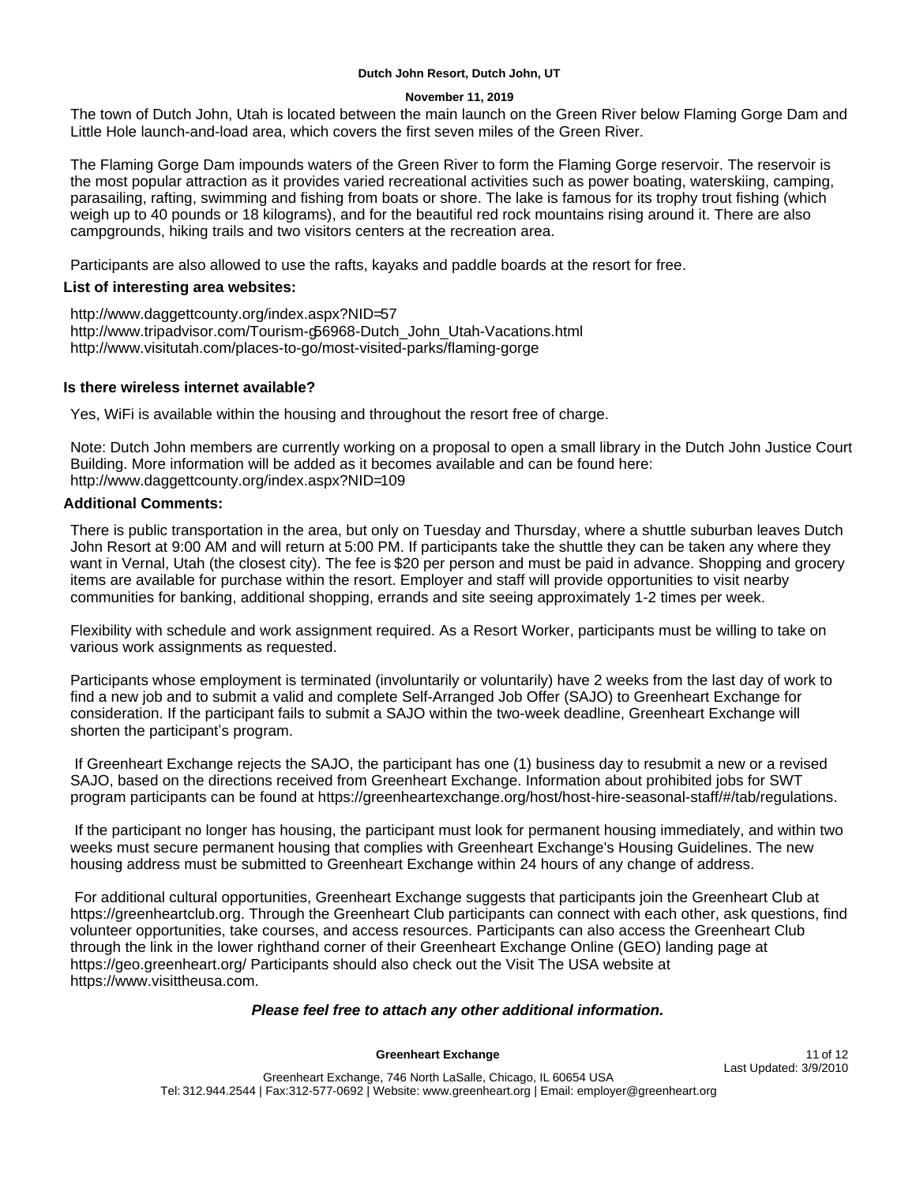**Dutch John Resort, Dutch John, UT**

**November 11, 2019**

The town of Dutch John, Utah is located between the main launch on the Green River below Flaming Gorge Dam and Little Hole launch-and-load area, which covers the first seven miles of the Green River.

The Flaming Gorge Dam impounds waters of the Green River to form the Flaming Gorge reservoir. The reservoir is the most popular attraction as it provides varied recreational activities such as power boating, waterskiing, camping, parasailing, rafting, swimming and fishing from boats or shore. The lake is famous for its trophy trout fishing (which weigh up to 40 pounds or 18 kilograms), and for the beautiful red rock mountains rising around it. There are also campgrounds, hiking trails and two visitors centers at the recreation area.

Participants are also allowed to use the rafts, kayaks and paddle boards at the resort for free.

### List of interesting area websites:

http://www.daggettcounty.org/index.aspx?NID=57
http://www.tripadvisor.com/Tourism-g56968-Dutch_John_Utah-Vacations.html
http://www.visitutah.com/places-to-go/most-visited-parks/flaming-gorge

### Is there wireless internet available?

Yes, WiFi is available within the housing and throughout the resort free of charge.

Note: Dutch John members are currently working on a proposal to open a small library in the Dutch John Justice Court Building. More information will be added as it becomes available and can be found here: http://www.daggettcounty.org/index.aspx?NID=109

### Additional Comments:

There is public transportation in the area, but only on Tuesday and Thursday, where a shuttle suburban leaves Dutch John Resort at 9:00 AM and will return at 5:00 PM. If participants take the shuttle they can be taken any where they want in Vernal, Utah (the closest city). The fee is $20 per person and must be paid in advance. Shopping and grocery items are available for purchase within the resort. Employer and staff will provide opportunities to visit nearby communities for banking, additional shopping, errands and site seeing approximately 1-2 times per week.

Flexibility with schedule and work assignment required. As a Resort Worker, participants must be willing to take on various work assignments as requested.

Participants whose employment is terminated (involuntarily or voluntarily) have 2 weeks from the last day of work to find a new job and to submit a valid and complete Self-Arranged Job Offer (SAJO) to Greenheart Exchange for consideration. If the participant fails to submit a SAJO within the two-week deadline, Greenheart Exchange will shorten the participant's program.

If Greenheart Exchange rejects the SAJO, the participant has one (1) business day to resubmit a new or a revised SAJO, based on the directions received from Greenheart Exchange. Information about prohibited jobs for SWT program participants can be found at https://greenheartexchange.org/host/host-hire-seasonal-staff/#/tab/regulations.

If the participant no longer has housing, the participant must look for permanent housing immediately, and within two weeks must secure permanent housing that complies with Greenheart Exchange's Housing Guidelines. The new housing address must be submitted to Greenheart Exchange within 24 hours of any change of address.

For additional cultural opportunities, Greenheart Exchange suggests that participants join the Greenheart Club at https://greenheartclub.org. Through the Greenheart Club participants can connect with each other, ask questions, find volunteer opportunities, take courses, and access resources. Participants can also access the Greenheart Club through the link in the lower righthand corner of their Greenheart Exchange Online (GEO) landing page at https://geo.greenheart.org/ Participants should also check out the Visit The USA website at https://www.visittheusa.com.

***Please feel free to attach any other additional information.***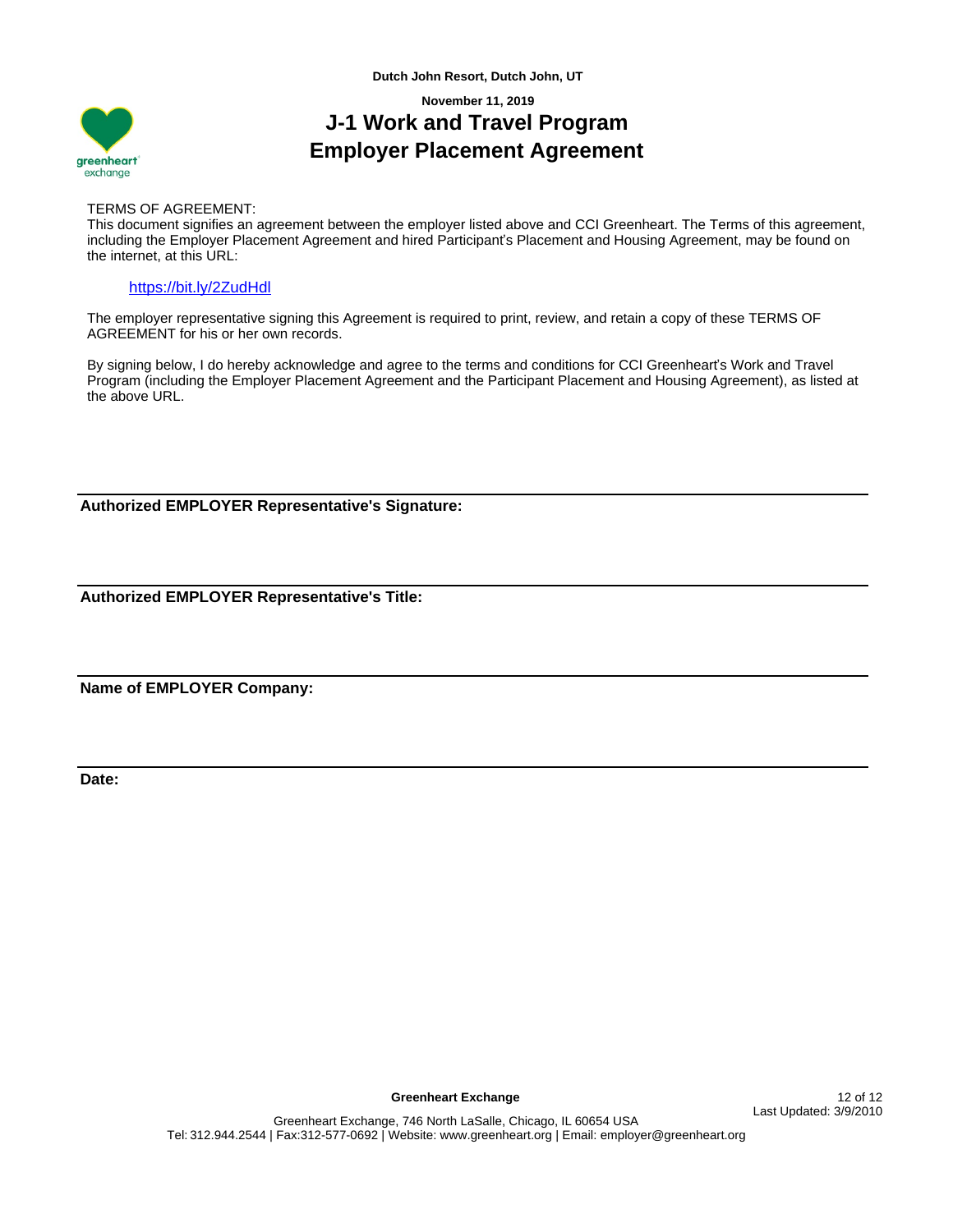**Dutch John Resort, Dutch John, UT**

**November 11, 2019**

# J-1 Work and Travel Program
# Employer Placement Agreement

TERMS OF AGREEMENT:
This document signifies an agreement between the employer listed above and CCI Greenheart. The Terms of this agreement, including the Employer Placement Agreement and hired Participant's Placement and Housing Agreement, may be found on the internet, at this URL:

https://bit.ly/2ZudHdl

The employer representative signing this Agreement is required to print, review, and retain a copy of these TERMS OF AGREEMENT for his or her own records.

By signing below, I do hereby acknowledge and agree to the terms and conditions for CCI Greenheart's Work and Travel Program (including the Employer Placement Agreement and the Participant Placement and Housing Agreement), as listed at the above URL.

---

**Authorized EMPLOYER Representative's Signature:**

---

**Authorized EMPLOYER Representative's Title:**

---

**Name of EMPLOYER Company:**

---

**Date:**

**Greenheart Exchange**

Greenheart Exchange, 746 North LaSalle, Chicago, IL 60654 USA
Tel: 312.944.2544 | Fax:312-577-0692 | Website: www.greenheart.org | Email: employer@greenheart.org

Last Updated: 3/9/2010